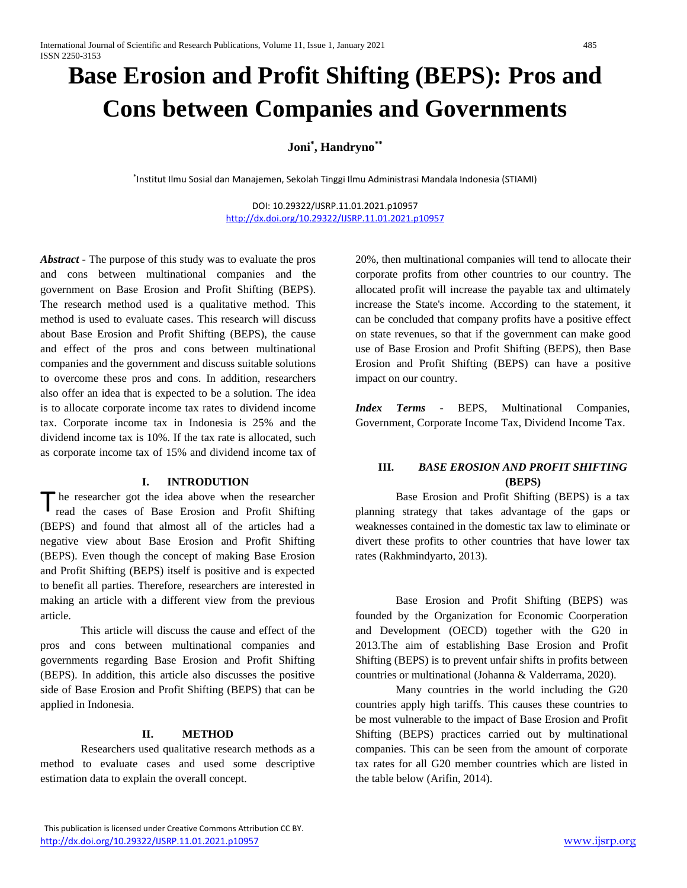# Base Erosion and Profit Shifting (BEPS): Pros and Cons between Companies and Governments

**Joni[*], Handryno[**]**

[*]Institut Ilmu Sosial dan Manajemen, Sekolah Tinggi Ilmu Administrasi Mandala Indonesia (STIAMI)

DOI: 10.29322/IJSRP.11.01.2021.p10957
http://dx.doi.org/10.29322/IJSRP.11.01.2021.p10957

***Abstract*** - The purpose of this study was to evaluate the pros and cons between multinational companies and the government on Base Erosion and Profit Shifting (BEPS). The research method used is a qualitative method. This method is used to evaluate cases. This research will discuss about Base Erosion and Profit Shifting (BEPS), the cause and effect of the pros and cons between multinational companies and the government and discuss suitable solutions to overcome these pros and cons. In addition, researchers also offer an idea that is expected to be a solution. The idea is to allocate corporate income tax rates to dividend income tax. Corporate income tax in Indonesia is 25% and the dividend income tax is 10%. If the tax rate is allocated, such as corporate income tax of 15% and dividend income tax of 20%, then multinational companies will tend to allocate their corporate profits from other countries to our country. The allocated profit will increase the payable tax and ultimately increase the State's income. According to the statement, it can be concluded that company profits have a positive effect on state revenues, so that if the government can make good use of Base Erosion and Profit Shifting (BEPS), then Base Erosion and Profit Shifting (BEPS) can have a positive impact on our country.

***Index Terms*** - BEPS, Multinational Companies, Government, Corporate Income Tax, Dividend Income Tax.

## I. INTRODUTION

The researcher got the idea above when the researcher read the cases of Base Erosion and Profit Shifting (BEPS) and found that almost all of the articles had a negative view about Base Erosion and Profit Shifting (BEPS). Even though the concept of making Base Erosion and Profit Shifting (BEPS) itself is positive and is expected to benefit all parties. Therefore, researchers are interested in making an article with a different view from the previous article.

This article will discuss the cause and effect of the pros and cons between multinational companies and governments regarding Base Erosion and Profit Shifting (BEPS). In addition, this article also discusses the positive side of Base Erosion and Profit Shifting (BEPS) that can be applied in Indonesia.

## II. METHOD

Researchers used qualitative research methods as a method to evaluate cases and used some descriptive estimation data to explain the overall concept.

## III. *BASE EROSION AND PROFIT SHIFTING* (BEPS)

Base Erosion and Profit Shifting (BEPS) is a tax planning strategy that takes advantage of the gaps or weaknesses contained in the domestic tax law to eliminate or divert these profits to other countries that have lower tax rates (Rakhmindyarto, 2013).

Base Erosion and Profit Shifting (BEPS) was founded by the Organization for Economic Coorperation and Development (OECD) together with the G20 in 2013.The aim of establishing Base Erosion and Profit Shifting (BEPS) is to prevent unfair shifts in profits between countries or multinational (Johanna & Valderrama, 2020).

Many countries in the world including the G20 countries apply high tariffs. This causes these countries to be most vulnerable to the impact of Base Erosion and Profit Shifting (BEPS) practices carried out by multinational companies. This can be seen from the amount of corporate tax rates for all G20 member countries which are listed in the table below (Arifin, 2014).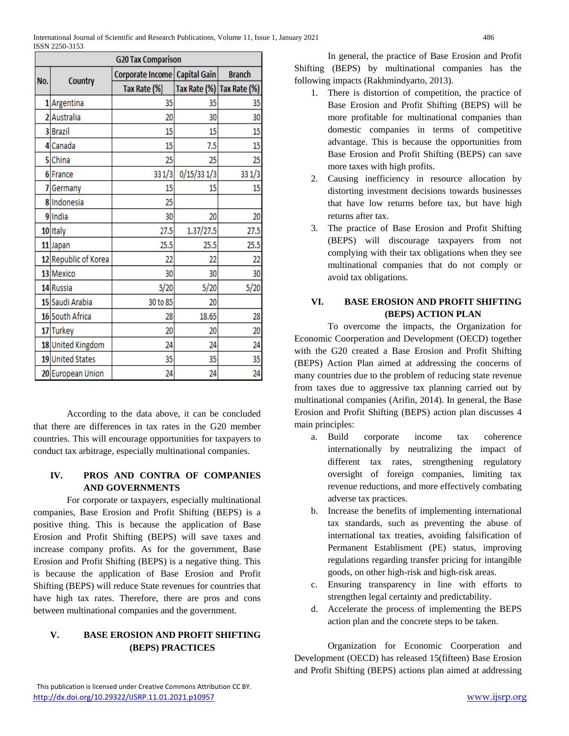| No. | Country | Corporate Income Tax Rate (%) | Capital Gain Tax Rate (%) | Branch Tax Rate (%) |
|---|---|---|---|---|
| | **G20 Tax Comparison** | | | |
| 1 | Argentina | 35 | 35 | 35 |
| 2 | Australia | 20 | 30 | 30 |
| 3 | Brazil | 15 | 15 | 15 |
| 4 | Canada | 15 | 7.5 | 15 |
| 5 | China | 25 | 25 | 25 |
| 6 | France | 33 1/3 | 0/15/33 1/3 | 33 1/3 |
| 7 | Germany | 15 | 15 | 15 |
| 8 | Indonesia | 25 | | |
| 9 | India | 30 | 20 | 20 |
| 10 | Italy | 27.5 | 1.37/27.5 | 27.5 |
| 11 | Japan | 25.5 | 25.5 | 25.5 |
| 12 | Republic of Korea | 22 | 22 | 22 |
| 13 | Mexico | 30 | 30 | 30 |
| 14 | Russia | 5/20 | 5/20 | 5/20 |
| 15 | Saudi Arabia | 30 to 85 | 20 | |
| 16 | South Africa | 28 | 18.65 | 28 |
| 17 | Turkey | 20 | 20 | 20 |
| 18 | United Kingdom | 24 | 24 | 24 |
| 19 | United States | 35 | 35 | 35 |
| 20 | European Union | 24 | 24 | 24 |

According to the data above, it can be concluded that there are differences in tax rates in the G20 member countries. This will encourage opportunities for taxpayers to conduct tax arbitrage, especially multinational companies.

## IV. PROS AND CONTRA OF COMPANIES AND GOVERNMENTS

For corporate or taxpayers, especially multinational companies, Base Erosion and Profit Shifting (BEPS) is a positive thing. This is because the application of Base Erosion and Profit Shifting (BEPS) will save taxes and increase company profits. As for the government, Base Erosion and Profit Shifting (BEPS) is a negative thing. This is because the application of Base Erosion and Profit Shifting (BEPS) will reduce State revenues for countries that have high tax rates. Therefore, there are pros and cons between multinational companies and the government.

## V. BASE EROSION AND PROFIT SHIFTING (BEPS) PRACTICES

In general, the practice of Base Erosion and Profit Shifting (BEPS) by multinational companies has the following impacts (Rakhmindyarto, 2013).

1. There is distortion of competition, the practice of Base Erosion and Profit Shifting (BEPS) will be more profitable for multinational companies than domestic companies in terms of competitive advantage. This is because the opportunities from Base Erosion and Profit Shifting (BEPS) can save more taxes with high profits.
2. Causing inefficiency in resource allocation by distorting investment decisions towards businesses that have low returns before tax, but have high returns after tax.
3. The practice of Base Erosion and Profit Shifting (BEPS) will discourage taxpayers from not complying with their tax obligations when they see multinational companies that do not comply or avoid tax obligations.

## VI. BASE EROSION AND PROFIT SHIFTING (BEPS) ACTION PLAN

To overcome the impacts, the Organization for Economic Coorperation and Development (OECD) together with the G20 created a Base Erosion and Profit Shifting (BEPS) Action Plan aimed at addressing the concerns of many countries due to the problem of reducing state revenue from taxes due to aggressive tax planning carried out by multinational companies (Arifin, 2014). In general, the Base Erosion and Profit Shifting (BEPS) action plan discusses 4 main principles:

a. Build corporate income tax coherence internationally by neutralizing the impact of different tax rates, strengthening regulatory oversight of foreign companies, limiting tax revenue reductions, and more effectively combating adverse tax practices.
b. Increase the benefits of implementing international tax standards, such as preventing the abuse of international tax treaties, avoiding falsification of Permanent Establishment (PE) status, improving regulations regarding transfer pricing for intangible goods, on other high-risk and high-risk areas.
c. Ensuring transparency in line with efforts to strengthen legal certainty and predictability.
d. Accelerate the process of implementing the BEPS action plan and the concrete steps to be taken.

Organization for Economic Coorperation and Development (OECD) has released 15(fifteen) Base Erosion and Profit Shifting (BEPS) actions plan aimed at addressing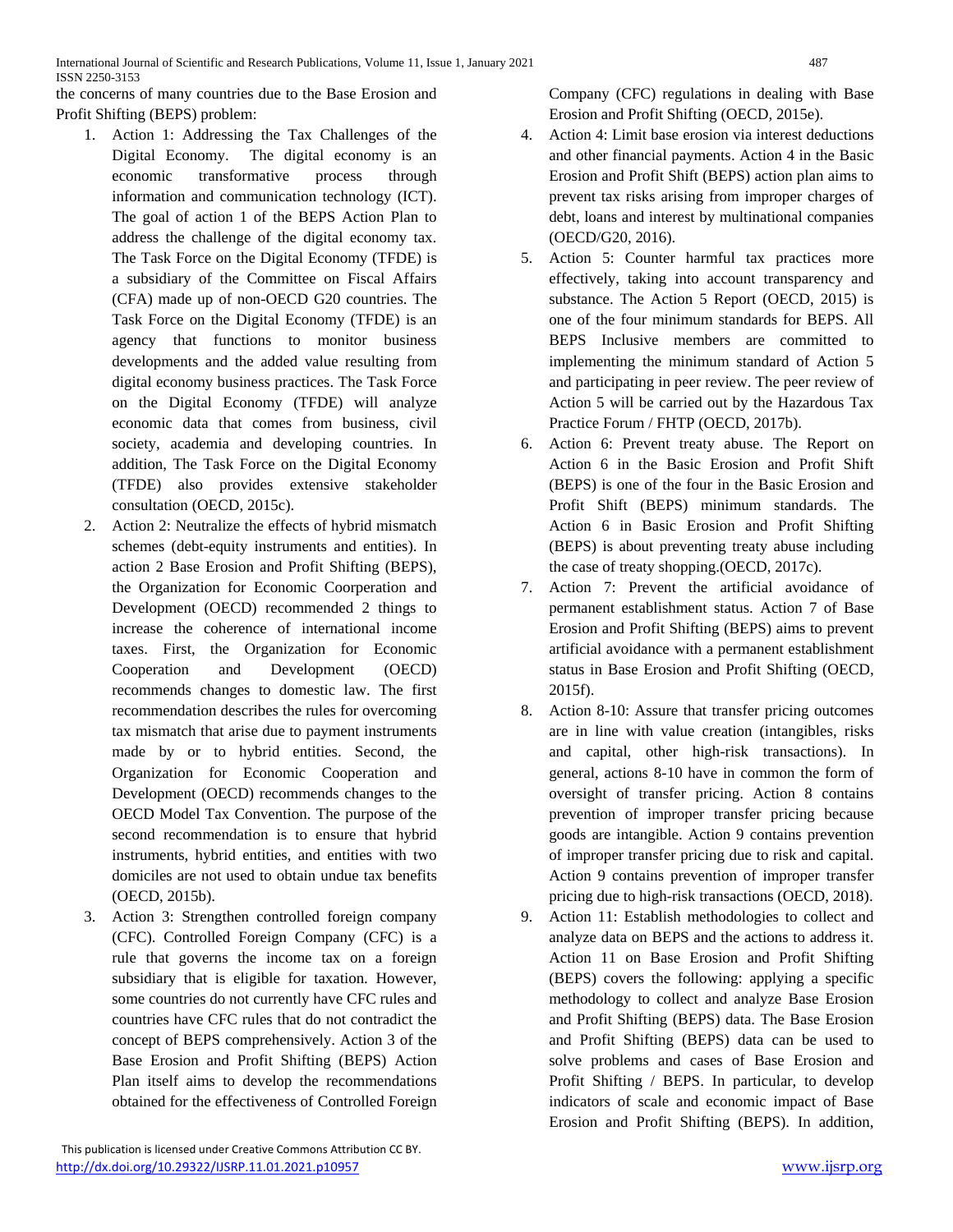the concerns of many countries due to the Base Erosion and Profit Shifting (BEPS) problem:

1. Action 1: Addressing the Tax Challenges of the Digital Economy. The digital economy is an economic transformative process through information and communication technology (ICT). The goal of action 1 of the BEPS Action Plan to address the challenge of the digital economy tax. The Task Force on the Digital Economy (TFDE) is a subsidiary of the Committee on Fiscal Affairs (CFA) made up of non-OECD G20 countries. The Task Force on the Digital Economy (TFDE) is an agency that functions to monitor business developments and the added value resulting from digital economy business practices. The Task Force on the Digital Economy (TFDE) will analyze economic data that comes from business, civil society, academia and developing countries. In addition, The Task Force on the Digital Economy (TFDE) also provides extensive stakeholder consultation (OECD, 2015c).
2. Action 2: Neutralize the effects of hybrid mismatch schemes (debt-equity instruments and entities). In action 2 Base Erosion and Profit Shifting (BEPS), the Organization for Economic Coorperation and Development (OECD) recommended 2 things to increase the coherence of international income taxes. First, the Organization for Economic Cooperation and Development (OECD) recommends changes to domestic law. The first recommendation describes the rules for overcoming tax mismatch that arise due to payment instruments made by or to hybrid entities. Second, the Organization for Economic Cooperation and Development (OECD) recommends changes to the OECD Model Tax Convention. The purpose of the second recommendation is to ensure that hybrid instruments, hybrid entities, and entities with two domiciles are not used to obtain undue tax benefits (OECD, 2015b).
3. Action 3: Strengthen controlled foreign company (CFC). Controlled Foreign Company (CFC) is a rule that governs the income tax on a foreign subsidiary that is eligible for taxation. However, some countries do not currently have CFC rules and countries have CFC rules that do not contradict the concept of BEPS comprehensively. Action 3 of the Base Erosion and Profit Shifting (BEPS) Action Plan itself aims to develop the recommendations obtained for the effectiveness of Controlled Foreign Company (CFC) regulations in dealing with Base Erosion and Profit Shifting (OECD, 2015e).
4. Action 4: Limit base erosion via interest deductions and other financial payments. Action 4 in the Basic Erosion and Profit Shift (BEPS) action plan aims to prevent tax risks arising from improper charges of debt, loans and interest by multinational companies (OECD/G20, 2016).
5. Action 5: Counter harmful tax practices more effectively, taking into account transparency and substance. The Action 5 Report (OECD, 2015) is one of the four minimum standards for BEPS. All BEPS Inclusive members are committed to implementing the minimum standard of Action 5 and participating in peer review. The peer review of Action 5 will be carried out by the Hazardous Tax Practice Forum / FHTP (OECD, 2017b).
6. Action 6: Prevent treaty abuse. The Report on Action 6 in the Basic Erosion and Profit Shift (BEPS) is one of the four in the Basic Erosion and Profit Shift (BEPS) minimum standards. The Action 6 in Basic Erosion and Profit Shifting (BEPS) is about preventing treaty abuse including the case of treaty shopping.(OECD, 2017c).
7. Action 7: Prevent the artificial avoidance of permanent establishment status. Action 7 of Base Erosion and Profit Shifting (BEPS) aims to prevent artificial avoidance with a permanent establishment status in Base Erosion and Profit Shifting (OECD, 2015f).
8. Action 8-10: Assure that transfer pricing outcomes are in line with value creation (intangibles, risks and capital, other high-risk transactions). In general, actions 8-10 have in common the form of oversight of transfer pricing. Action 8 contains prevention of improper transfer pricing because goods are intangible. Action 9 contains prevention of improper transfer pricing due to risk and capital. Action 9 contains prevention of improper transfer pricing due to high-risk transactions (OECD, 2018).
9. Action 11: Establish methodologies to collect and analyze data on BEPS and the actions to address it. Action 11 on Base Erosion and Profit Shifting (BEPS) covers the following: applying a specific methodology to collect and analyze Base Erosion and Profit Shifting (BEPS) data. The Base Erosion and Profit Shifting (BEPS) data can be used to solve problems and cases of Base Erosion and Profit Shifting / BEPS. In particular, to develop indicators of scale and economic impact of Base Erosion and Profit Shifting (BEPS). In addition,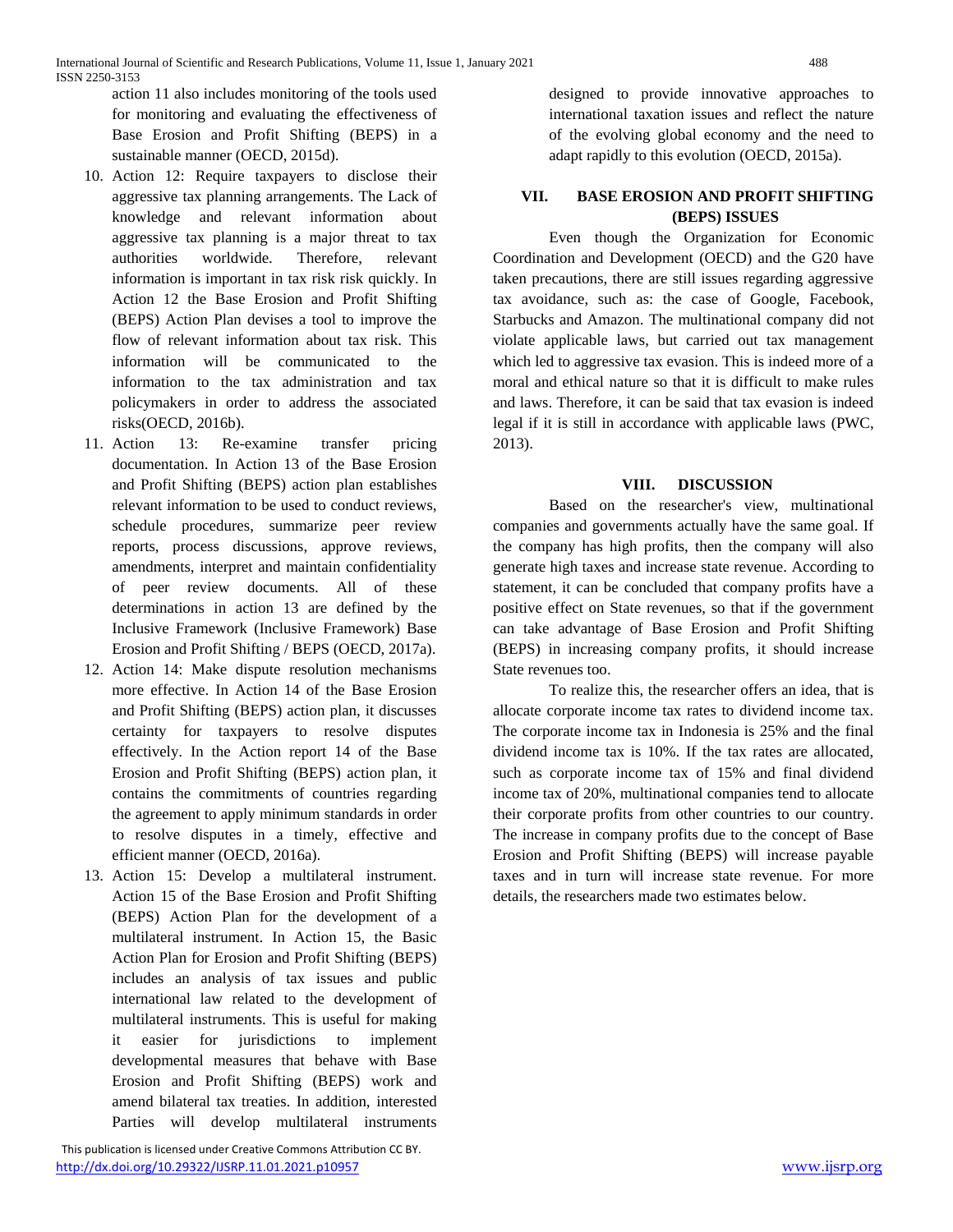action 11 also includes monitoring of the tools used for monitoring and evaluating the effectiveness of Base Erosion and Profit Shifting (BEPS) in a sustainable manner (OECD, 2015d).

10. Action 12: Require taxpayers to disclose their aggressive tax planning arrangements. The Lack of knowledge and relevant information about aggressive tax planning is a major threat to tax authorities worldwide. Therefore, relevant information is important in tax risk risk quickly. In Action 12 the Base Erosion and Profit Shifting (BEPS) Action Plan devises a tool to improve the flow of relevant information about tax risk. This information will be communicated to the information to the tax administration and tax policymakers in order to address the associated risks(OECD, 2016b).
11. Action 13: Re-examine transfer pricing documentation. In Action 13 of the Base Erosion and Profit Shifting (BEPS) action plan establishes relevant information to be used to conduct reviews, schedule procedures, summarize peer review reports, process discussions, approve reviews, amendments, interpret and maintain confidentiality of peer review documents. All of these determinations in action 13 are defined by the Inclusive Framework (Inclusive Framework) Base Erosion and Profit Shifting / BEPS (OECD, 2017a).
12. Action 14: Make dispute resolution mechanisms more effective. In Action 14 of the Base Erosion and Profit Shifting (BEPS) action plan, it discusses certainty for taxpayers to resolve disputes effectively. In the Action report 14 of the Base Erosion and Profit Shifting (BEPS) action plan, it contains the commitments of countries regarding the agreement to apply minimum standards in order to resolve disputes in a timely, effective and efficient manner (OECD, 2016a).
13. Action 15: Develop a multilateral instrument. Action 15 of the Base Erosion and Profit Shifting (BEPS) Action Plan for the development of a multilateral instrument. In Action 15, the Basic Action Plan for Erosion and Profit Shifting (BEPS) includes an analysis of tax issues and public international law related to the development of multilateral instruments. This is useful for making it easier for jurisdictions to implement developmental measures that behave with Base Erosion and Profit Shifting (BEPS) work and amend bilateral tax treaties. In addition, interested Parties will develop multilateral instruments designed to provide innovative approaches to international taxation issues and reflect the nature of the evolving global economy and the need to adapt rapidly to this evolution (OECD, 2015a).

## VII. BASE EROSION AND PROFIT SHIFTING (BEPS) ISSUES

Even though the Organization for Economic Coordination and Development (OECD) and the G20 have taken precautions, there are still issues regarding aggressive tax avoidance, such as: the case of Google, Facebook, Starbucks and Amazon. The multinational company did not violate applicable laws, but carried out tax management which led to aggressive tax evasion. This is indeed more of a moral and ethical nature so that it is difficult to make rules and laws. Therefore, it can be said that tax evasion is indeed legal if it is still in accordance with applicable laws (PWC, 2013).

## VIII. DISCUSSION

Based on the researcher's view, multinational companies and governments actually have the same goal. If the company has high profits, then the company will also generate high taxes and increase state revenue. According to statement, it can be concluded that company profits have a positive effect on State revenues, so that if the government can take advantage of Base Erosion and Profit Shifting (BEPS) in increasing company profits, it should increase State revenues too.

To realize this, the researcher offers an idea, that is allocate corporate income tax rates to dividend income tax. The corporate income tax in Indonesia is 25% and the final dividend income tax is 10%. If the tax rates are allocated, such as corporate income tax of 15% and final dividend income tax of 20%, multinational companies tend to allocate their corporate profits from other countries to our country. The increase in company profits due to the concept of Base Erosion and Profit Shifting (BEPS) will increase payable taxes and in turn will increase state revenue. For more details, the researchers made two estimates below.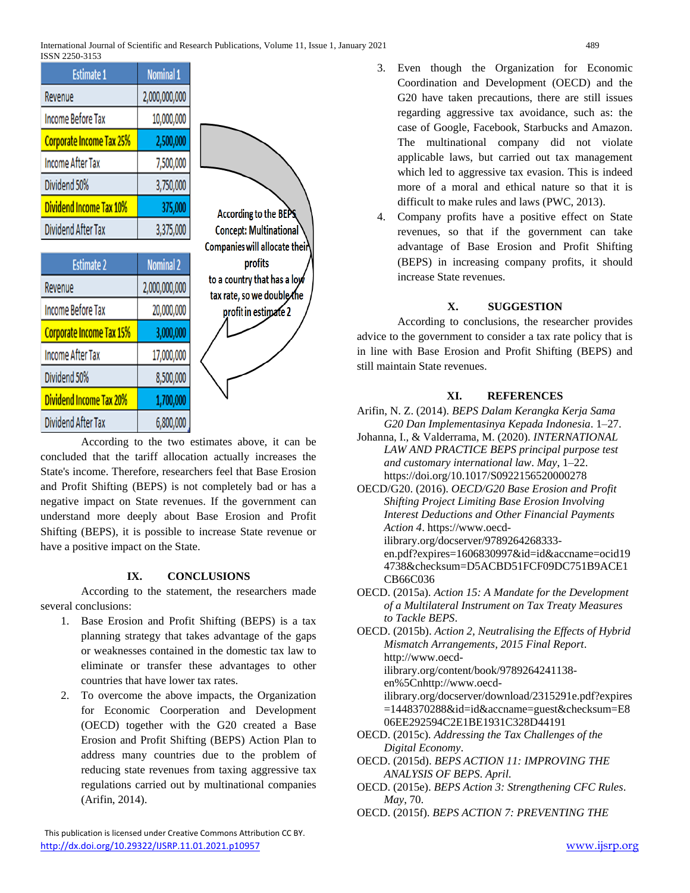| Estimate 1 | Nominal 1 |
|---|---|
| Revenue | 2,000,000,000 |
| Income Before Tax | 10,000,000 |
| Corporate Income Tax 25% | 2,500,000 |
| Income After Tax | 7,500,000 |
| Dividend 50% | 3,750,000 |
| Dividend Income Tax 10% | 375,000 |
| Dividend After Tax | 3,375,000 |

According to the BEPS Concept: Multinational Companies will allocate their profits to a country that has a low tax rate, so we double the profit in estimate 2

| Estimate 2 | Nominal 2 |
|---|---|
| Revenue | 2,000,000,000 |
| Income Before Tax | 20,000,000 |
| Corporate Income Tax 15% | 3,000,000 |
| Income After Tax | 17,000,000 |
| Dividend 50% | 8,500,000 |
| Dividend Income Tax 20% | 1,700,000 |
| Dividend After Tax | 6,800,000 |

According to the two estimates above, it can be concluded that the tariff allocation actually increases the State's income. Therefore, researchers feel that Base Erosion and Profit Shifting (BEPS) is not completely bad or has a negative impact on State revenues. If the government can understand more deeply about Base Erosion and Profit Shifting (BEPS), it is possible to increase State revenue or have a positive impact on the State.

## IX. CONCLUSIONS

According to the statement, the researchers made several conclusions:

1. Base Erosion and Profit Shifting (BEPS) is a tax planning strategy that takes advantage of the gaps or weaknesses contained in the domestic tax law to eliminate or transfer these advantages to other countries that have lower tax rates.
2. To overcome the above impacts, the Organization for Economic Coorperation and Development (OECD) together with the G20 created a Base Erosion and Profit Shifting (BEPS) Action Plan to address many countries due to the problem of reducing state revenues from taxing aggressive tax regulations carried out by multinational companies (Arifin, 2014).
3. Even though the Organization for Economic Coordination and Development (OECD) and the G20 have taken precautions, there are still issues regarding aggressive tax avoidance, such as: the case of Google, Facebook, Starbucks and Amazon. The multinational company did not violate applicable laws, but carried out tax management which led to aggressive tax evasion. This is indeed more of a moral and ethical nature so that it is difficult to make rules and laws (PWC, 2013).
4. Company profits have a positive effect on State revenues, so that if the government can take advantage of Base Erosion and Profit Shifting (BEPS) in increasing company profits, it should increase State revenues.

## X. SUGGESTION

According to conclusions, the researcher provides advice to the government to consider a tax rate policy that is in line with Base Erosion and Profit Shifting (BEPS) and still maintain State revenues.

## XI. REFERENCES

Arifin, N. Z. (2014). *BEPS Dalam Kerangka Kerja Sama G20 Dan Implementasinya Kepada Indonesia*. 1–27.

Johanna, I., & Valderrama, M. (2020). *INTERNATIONAL LAW AND PRACTICE BEPS principal purpose test and customary international law*. *May*, 1–22. https://doi.org/10.1017/S0922156520000278

OECD/G20. (2016). *OECD/G20 Base Erosion and Profit Shifting Project Limiting Base Erosion Involving Interest Deductions and Other Financial Payments Action 4*. https://www.oecd-ilibrary.org/docserver/9789264268333-en.pdf?expires=1606830997&id=id&accname=ocid194738&checksum=D5ACBD51FCF09DC751B9ACE1CB66C036

OECD. (2015a). *Action 15: A Mandate for the Development of a Multilateral Instrument on Tax Treaty Measures to Tackle BEPS*.

OECD. (2015b). *Action 2, Neutralising the Effects of Hybrid Mismatch Arrangements, 2015 Final Report*. http://www.oecd-ilibrary.org/content/book/9789264241138-en%5Cnhttp://www.oecd-ilibrary.org/docserver/download/2315291e.pdf?expires=1448370288&id=id&accname=guest&checksum=E806EE292594C2E1BE1931C328D44191

OECD. (2015c). *Addressing the Tax Challenges of the Digital Economy*.

OECD. (2015d). *BEPS ACTION 11: IMPROVING THE ANALYSIS OF BEPS*. *April*.

OECD. (2015e). *BEPS Action 3: Strengthening CFC Rules*. *May*, 70.

OECD. (2015f). *BEPS ACTION 7: PREVENTING THE*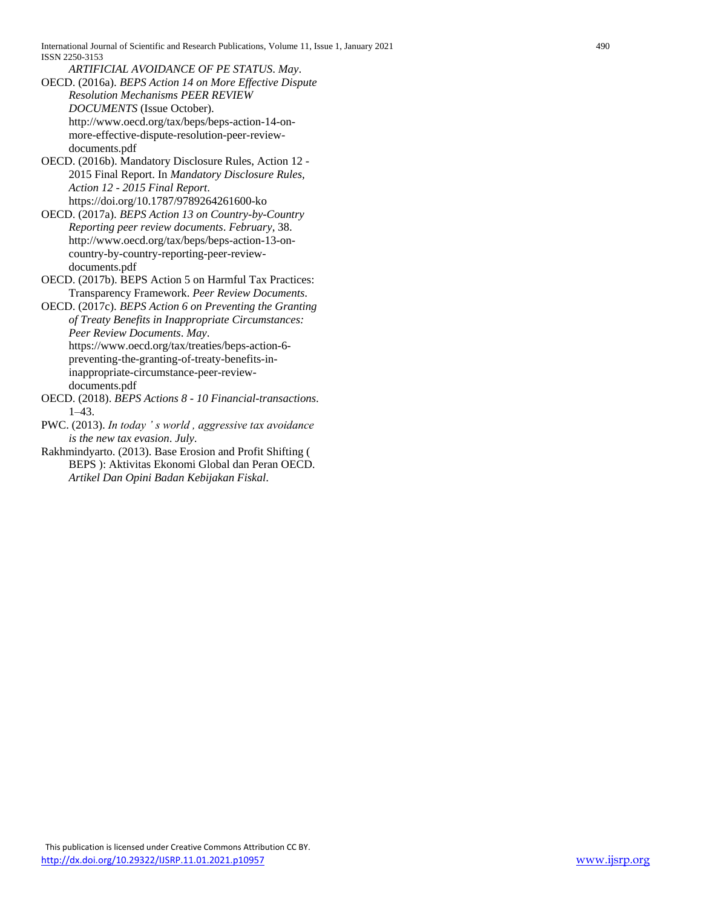*ARTIFICIAL AVOIDANCE OF PE STATUS*. *May*.

OECD. (2016a). *BEPS Action 14 on More Effective Dispute Resolution Mechanisms PEER REVIEW DOCUMENTS* (Issue October). http://www.oecd.org/tax/beps/beps-action-14-on-more-effective-dispute-resolution-peer-review-documents.pdf

OECD. (2016b). Mandatory Disclosure Rules, Action 12 - 2015 Final Report. In *Mandatory Disclosure Rules, Action 12 - 2015 Final Report*. https://doi.org/10.1787/9789264261600-ko

OECD. (2017a). *BEPS Action 13 on Country-by-Country Reporting peer review documents*. *February*, 38. http://www.oecd.org/tax/beps/beps-action-13-on-country-by-country-reporting-peer-review-documents.pdf

OECD. (2017b). BEPS Action 5 on Harmful Tax Practices: Transparency Framework. *Peer Review Documents*.

OECD. (2017c). *BEPS Action 6 on Preventing the Granting of Treaty Benefits in Inappropriate Circumstances: Peer Review Documents*. *May*. https://www.oecd.org/tax/treaties/beps-action-6-preventing-the-granting-of-treaty-benefits-in-inappropriate-circumstance-peer-review-documents.pdf

OECD. (2018). *BEPS Actions 8 - 10 Financial-transactions*. 1–43.

PWC. (2013). *In today ' s world , aggressive tax avoidance is the new tax evasion*. *July*.

Rakhmindyarto. (2013). Base Erosion and Profit Shifting ( BEPS ): Aktivitas Ekonomi Global dan Peran OECD. *Artikel Dan Opini Badan Kebijakan Fiskal*.

This publication is licensed under Creative Commons Attribution CC BY.
http://dx.doi.org/10.29322/IJSRP.11.01.2021.p10957